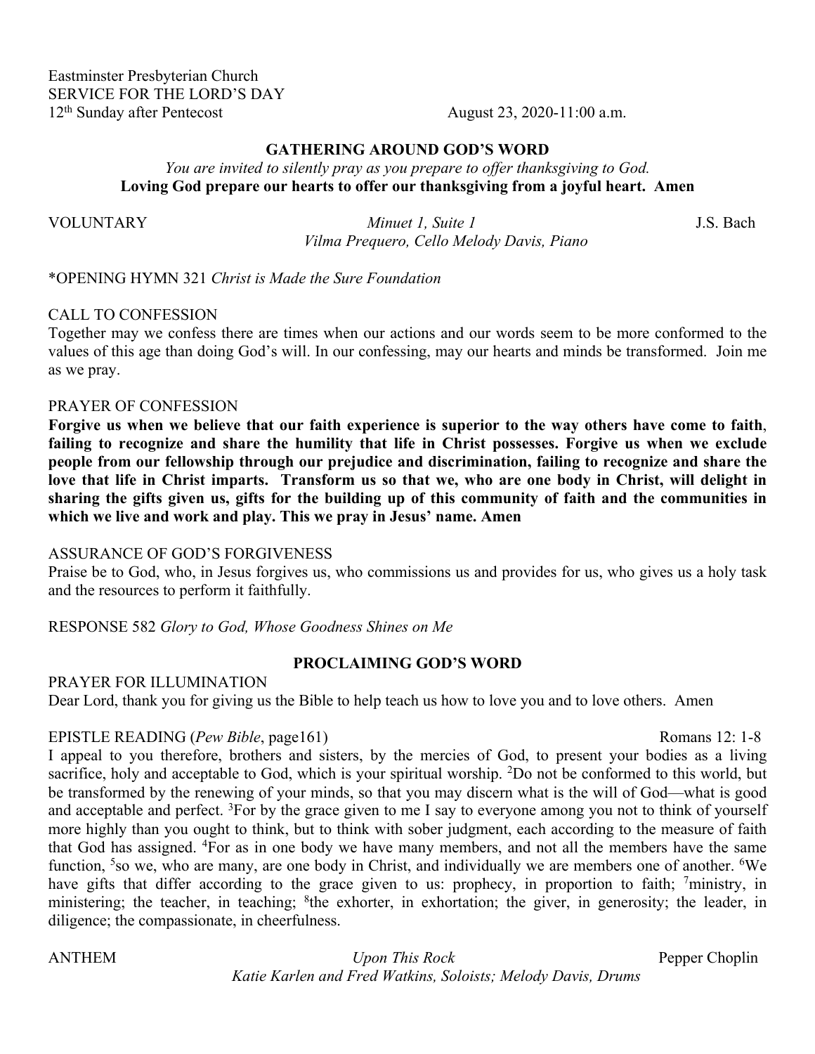Eastminster Presbyterian Church
SERVICE FOR THE LORD'S DAY
12th Sunday after Pentecost August 23, 2020-11:00 a.m.

## GATHERING AROUND GOD'S WORD

*You are invited to silently pray as you prepare to offer thanksgiving to God.*
**Loving God prepare our hearts to offer our thanksgiving from a joyful heart. Amen**

VOLUNTARY *Minuet 1, Suite 1* J.S. Bach
*Vilma Prequero, Cello Melody Davis, Piano*

*OPENING HYMN 321 *Christ is Made the Sure Foundation*

CALL TO CONFESSION
Together may we confess there are times when our actions and our words seem to be more conformed to the values of this age than doing God's will. In our confessing, may our hearts and minds be transformed. Join me as we pray.

PRAYER OF CONFESSION
**Forgive us when we believe that our faith experience is superior to the way others have come to faith, failing to recognize and share the humility that life in Christ possesses. Forgive us when we exclude people from our fellowship through our prejudice and discrimination, failing to recognize and share the love that life in Christ imparts. Transform us so that we, who are one body in Christ, will delight in sharing the gifts given us, gifts for the building up of this community of faith and the communities in which we live and work and play. This we pray in Jesus' name. Amen**

ASSURANCE OF GOD'S FORGIVENESS
Praise be to God, who, in Jesus forgives us, who commissions us and provides for us, who gives us a holy task and the resources to perform it faithfully.

RESPONSE 582 *Glory to God, Whose Goodness Shines on Me*

## PROCLAIMING GOD'S WORD

PRAYER FOR ILLUMINATION
Dear Lord, thank you for giving us the Bible to help teach us how to love you and to love others. Amen

EPISTLE READING (*Pew Bible*, page161) Romans 12: 1-8
I appeal to you therefore, brothers and sisters, by the mercies of God, to present your bodies as a living sacrifice, holy and acceptable to God, which is your spiritual worship. 2Do not be conformed to this world, but be transformed by the renewing of your minds, so that you may discern what is the will of God—what is good and acceptable and perfect. 3For by the grace given to me I say to everyone among you not to think of yourself more highly than you ought to think, but to think with sober judgment, each according to the measure of faith that God has assigned. 4For as in one body we have many members, and not all the members have the same function, 5so we, who are many, are one body in Christ, and individually we are members one of another. 6We have gifts that differ according to the grace given to us: prophecy, in proportion to faith; 7ministry, in ministering; the teacher, in teaching; 8the exhorter, in exhortation; the giver, in generosity; the leader, in diligence; the compassionate, in cheerfulness.

ANTHEM *Upon This Rock* Pepper Choplin
*Katie Karlen and Fred Watkins, Soloists; Melody Davis, Drums*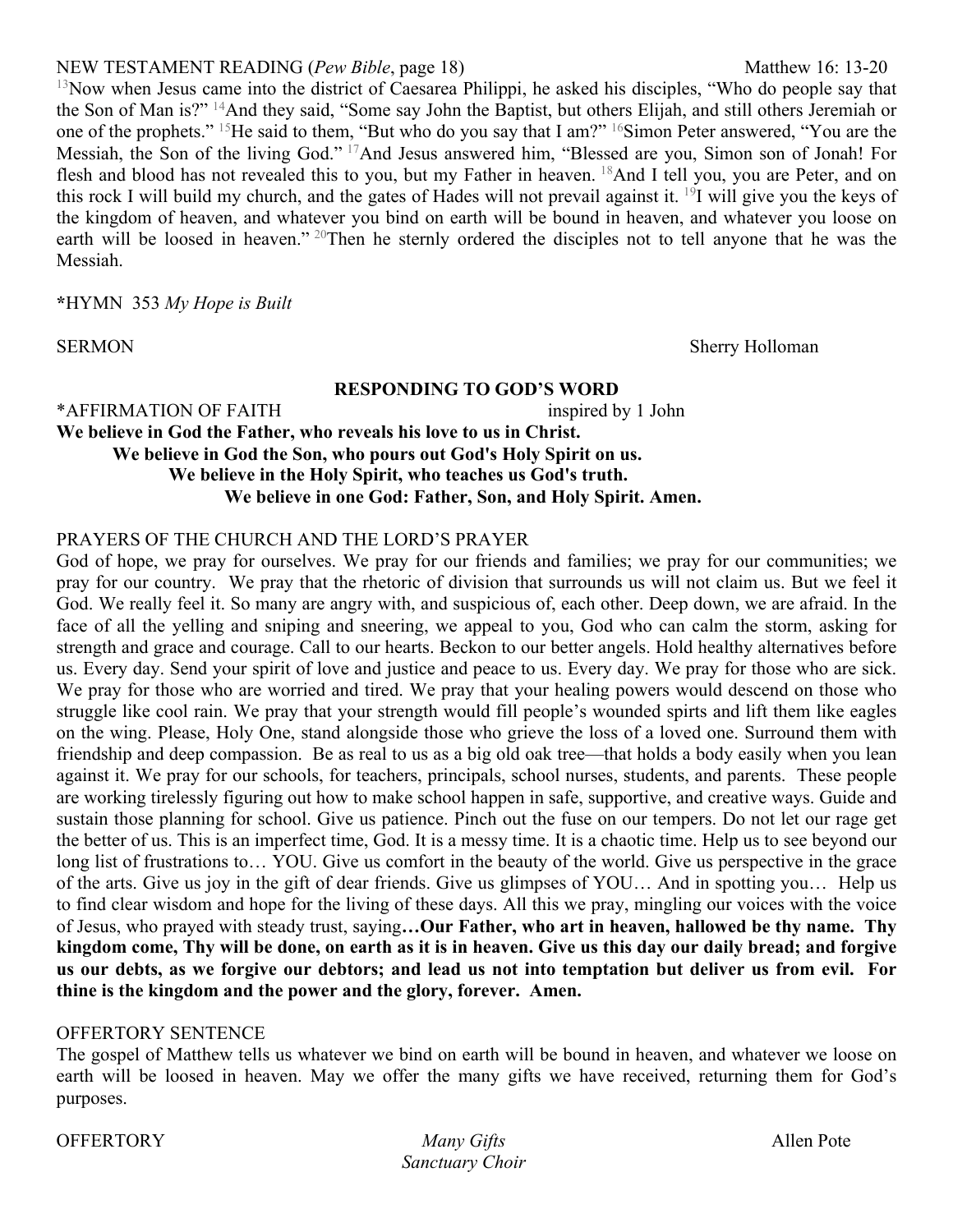NEW TESTAMENT READING (*Pew Bible*, page 18) Matthew 16: 13-20

[13]Now when Jesus came into the district of Caesarea Philippi, he asked his disciples, "Who do people say that the Son of Man is?" [14]And they said, "Some say John the Baptist, but others Elijah, and still others Jeremiah or one of the prophets." [15]He said to them, "But who do you say that I am?" [16]Simon Peter answered, "You are the Messiah, the Son of the living God." [17]And Jesus answered him, "Blessed are you, Simon son of Jonah! For flesh and blood has not revealed this to you, but my Father in heaven. [18]And I tell you, you are Peter, and on this rock I will build my church, and the gates of Hades will not prevail against it. [19]I will give you the keys of the kingdom of heaven, and whatever you bind on earth will be bound in heaven, and whatever you loose on earth will be loosed in heaven." [20]Then he sternly ordered the disciples not to tell anyone that he was the Messiah.

**\***HYMN 353 *My Hope is Built*

SERMON Sherry Holloman

## RESPONDING TO GOD'S WORD

*AFFIRMATION OF FAITH inspired by 1 John

**We believe in God the Father, who reveals his love to us in Christ.**
**We believe in God the Son, who pours out God's Holy Spirit on us.**
**We believe in the Holy Spirit, who teaches us God's truth.**
**We believe in one God: Father, Son, and Holy Spirit. Amen.**

PRAYERS OF THE CHURCH AND THE LORD'S PRAYER

God of hope, we pray for ourselves. We pray for our friends and families; we pray for our communities; we pray for our country. We pray that the rhetoric of division that surrounds us will not claim us. But we feel it God. We really feel it. So many are angry with, and suspicious of, each other. Deep down, we are afraid. In the face of all the yelling and sniping and sneering, we appeal to you, God who can calm the storm, asking for strength and grace and courage. Call to our hearts. Beckon to our better angels. Hold healthy alternatives before us. Every day. Send your spirit of love and justice and peace to us. Every day. We pray for those who are sick. We pray for those who are worried and tired. We pray that your healing powers would descend on those who struggle like cool rain. We pray that your strength would fill people's wounded spirts and lift them like eagles on the wing. Please, Holy One, stand alongside those who grieve the loss of a loved one. Surround them with friendship and deep compassion. Be as real to us as a big old oak tree—that holds a body easily when you lean against it. We pray for our schools, for teachers, principals, school nurses, students, and parents. These people are working tirelessly figuring out how to make school happen in safe, supportive, and creative ways. Guide and sustain those planning for school. Give us patience. Pinch out the fuse on our tempers. Do not let our rage get the better of us. This is an imperfect time, God. It is a messy time. It is a chaotic time. Help us to see beyond our long list of frustrations to… YOU. Give us comfort in the beauty of the world. Give us perspective in the grace of the arts. Give us joy in the gift of dear friends. Give us glimpses of YOU… And in spotting you… Help us to find clear wisdom and hope for the living of these days. All this we pray, mingling our voices with the voice of Jesus, who prayed with steady trust, saying**…Our Father, who art in heaven, hallowed be thy name. Thy kingdom come, Thy will be done, on earth as it is in heaven. Give us this day our daily bread; and forgive us our debts, as we forgive our debtors; and lead us not into temptation but deliver us from evil. For thine is the kingdom and the power and the glory, forever. Amen.**

OFFERTORY SENTENCE

The gospel of Matthew tells us whatever we bind on earth will be bound in heaven, and whatever we loose on earth will be loosed in heaven. May we offer the many gifts we have received, returning them for God's purposes.

OFFERTORY *Many Gifts* Allen Pote
*Sanctuary Choir*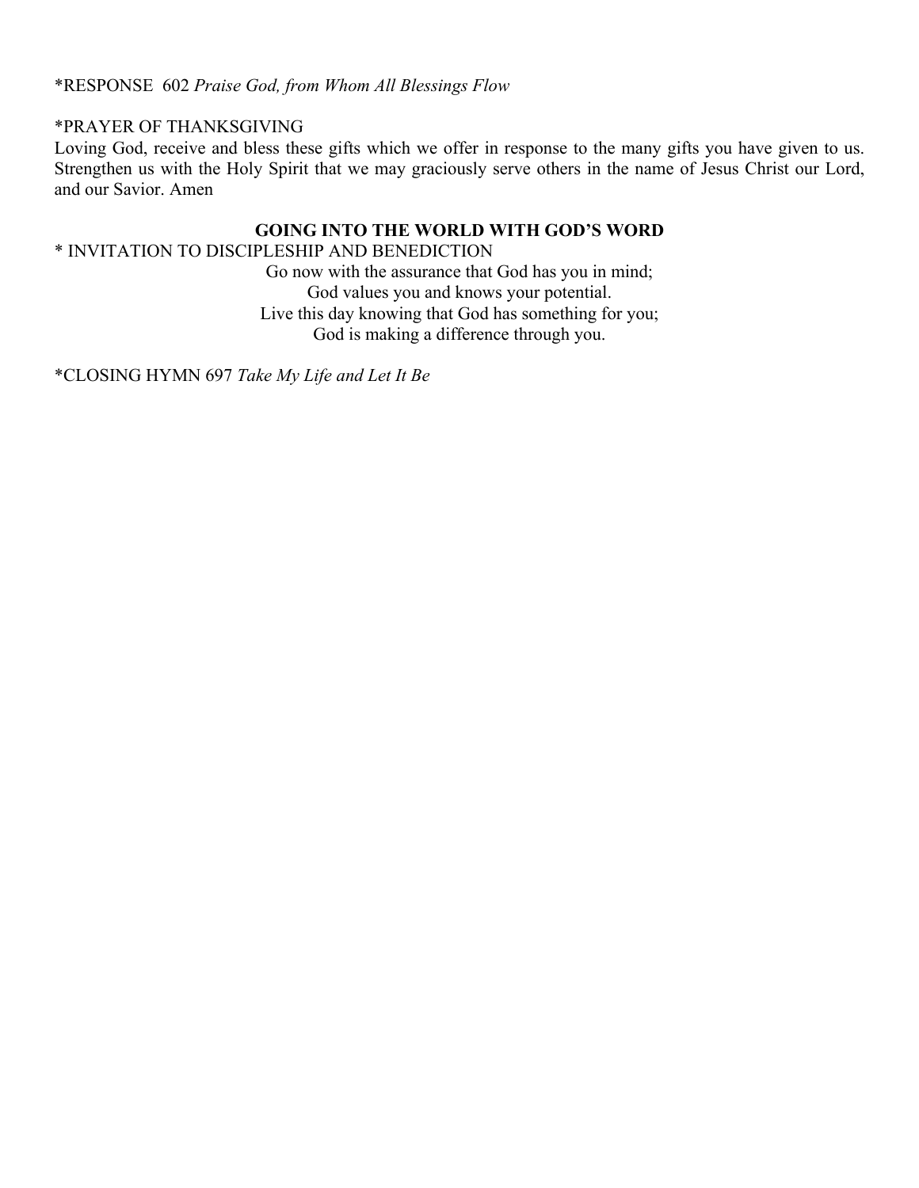*RESPONSE  602 *Praise God, from Whom All Blessings Flow*

*PRAYER OF THANKSGIVING

Loving God, receive and bless these gifts which we offer in response to the many gifts you have given to us. Strengthen us with the Holy Spirit that we may graciously serve others in the name of Jesus Christ our Lord, and our Savior. Amen

## GOING INTO THE WORLD WITH GOD'S WORD

* INVITATION TO DISCIPLESHIP AND BENEDICTION

Go now with the assurance that God has you in mind;
God values you and knows your potential.
Live this day knowing that God has something for you;
God is making a difference through you.

*CLOSING HYMN 697 *Take My Life and Let It Be*